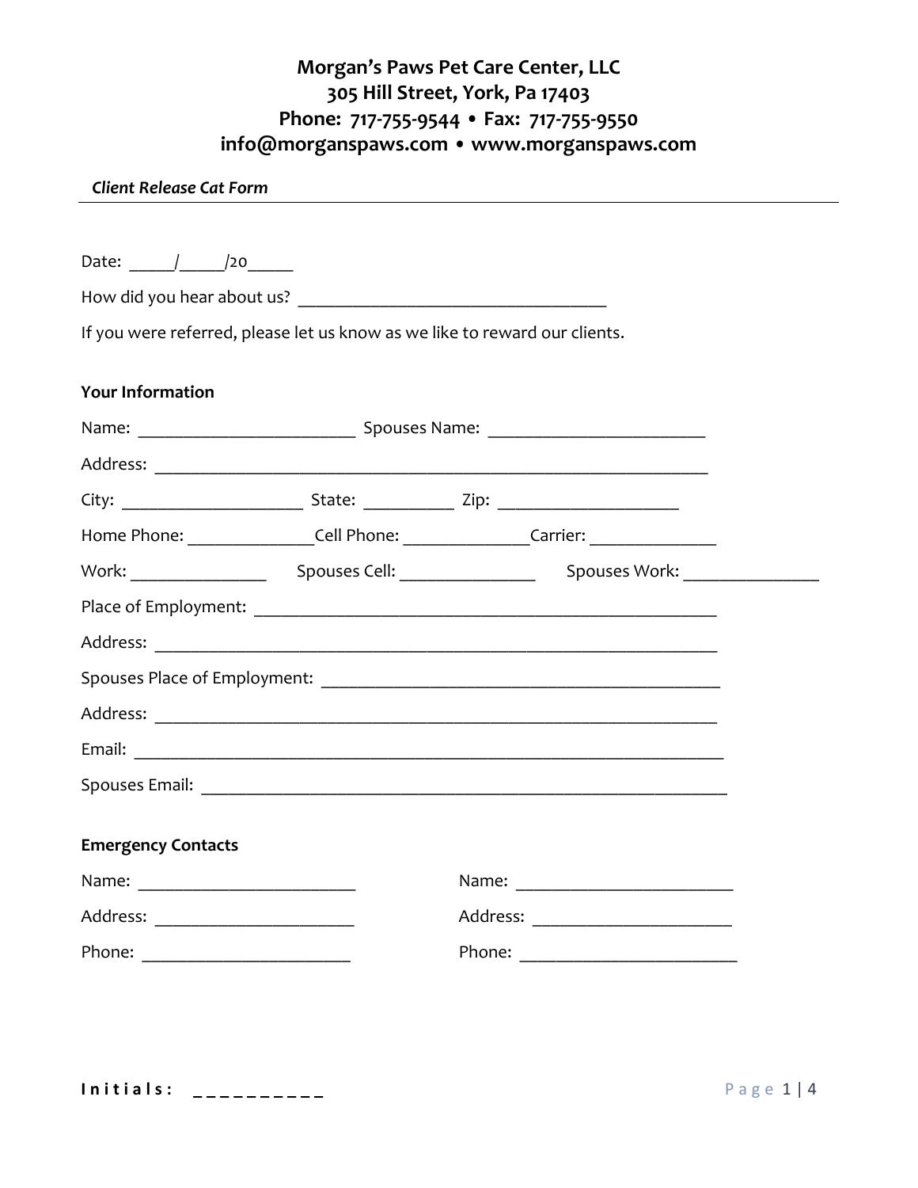# Morgan's Paws Pet Care Center, LLC
## 305 Hill Street, York, Pa 17403
## Phone: 717-755-9544 • Fax: 717-755-9550
## info@morganspaws.com • www.morganspaws.com

*Client Release Cat Form*

---

Date: _____/_____/20_____

How did you hear about us? ___________________________________

If you were referred, please let us know as we like to reward our clients.

**Your Information**

Name: ________________________ Spouses Name: ________________________

Address: ______________________________________________________________

City: ____________________ State: __________ Zip: ____________________

Home Phone: ______________Cell Phone: ______________Carrier: ______________

Work: _______________ Spouses Cell: _______________ Spouses Work: _______________

Place of Employment: ___________________________________________________

Address: ______________________________________________________________

Spouses Place of Employment: _____________________________________________

Address: ______________________________________________________________

Email: ________________________________________________________________

Spouses Email: __________________________________________________________

**Emergency Contacts**

Name: ________________________

Address: ______________________

Phone: _______________________

Name: ________________________

Address: ______________________

Phone: _______________________

**Initials: __________**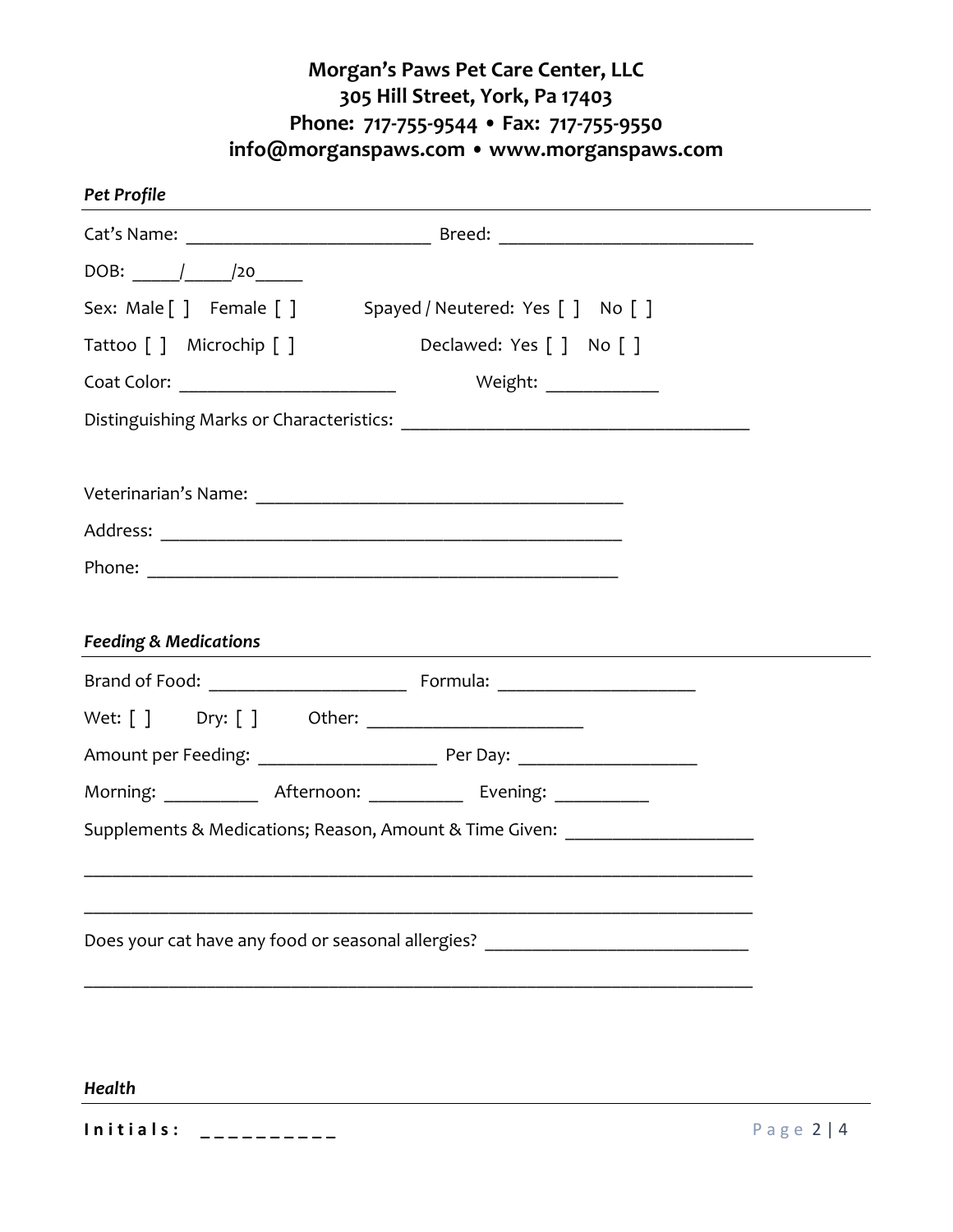**Morgan's Paws Pet Care Center, LLC**
**305 Hill Street, York, Pa 17403**
**Phone: 717-755-9544 • Fax: 717-755-9550**
**info@morganspaws.com • www.morganspaws.com**

***Pet Profile***

Cat's Name: __________________________ Breed: ___________________________

DOB: _____/_____/20_____

Sex: Male [ ] Female [ ] Spayed / Neutered: Yes [ ] No [ ]

Tattoo [ ] Microchip [ ] Declawed: Yes [ ] No [ ]

Coat Color: _______________________ Weight: ____________

Distinguishing Marks or Characteristics: _____________________________________

Veterinarian's Name: _______________________________________

Address: _________________________________________________

Phone: __________________________________________________

***Feeding & Medications***

Brand of Food: _____________________ Formula: _____________________

Wet: [ ] Dry: [ ] Other: ______________________

Amount per Feeding: ___________________ Per Day: ___________________

Morning: __________ Afternoon: __________ Evening: __________

Supplements & Medications; Reason, Amount & Time Given: ____________________

_________________________________________________________________________

_________________________________________________________________________

Does your cat have any food or seasonal allergies? ____________________________

_________________________________________________________________________

***Health***

**Initials: __________**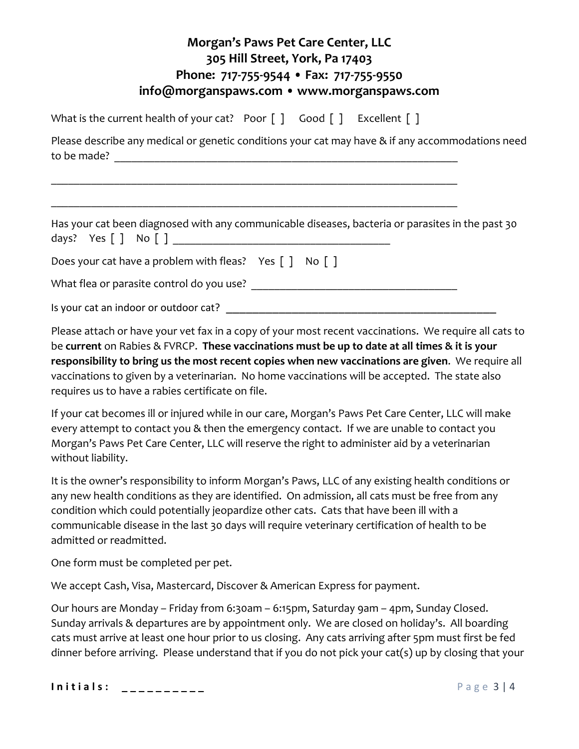**Morgan's Paws Pet Care Center, LLC**
**305 Hill Street, York, Pa 17403**
**Phone: 717-755-9544 • Fax: 717-755-9550**
**info@morganspaws.com • www.morganspaws.com**

What is the current health of your cat? Poor [ ] Good [ ] Excellent [ ]

Please describe any medical or genetic conditions your cat may have & if any accommodations need to be made? ______________________________________________________________

______________________________________________________________________________

______________________________________________________________________________

Has your cat been diagnosed with any communicable diseases, bacteria or parasites in the past 30 days? Yes [ ] No [ ] ______________________________________

Does your cat have a problem with fleas? Yes [ ] No [ ]

What flea or parasite control do you use? ____________________________________

Is your cat an indoor or outdoor cat? __________________________________________________

Please attach or have your vet fax in a copy of your most recent vaccinations. We require all cats to be **current** on Rabies & FVRCP. **These vaccinations must be up to date at all times & it is your responsibility to bring us the most recent copies when new vaccinations are given**. We require all vaccinations to given by a veterinarian. No home vaccinations will be accepted. The state also requires us to have a rabies certificate on file.

If your cat becomes ill or injured while in our care, Morgan's Paws Pet Care Center, LLC will make every attempt to contact you & then the emergency contact. If we are unable to contact you Morgan's Paws Pet Care Center, LLC will reserve the right to administer aid by a veterinarian without liability.

It is the owner's responsibility to inform Morgan's Paws, LLC of any existing health conditions or any new health conditions as they are identified. On admission, all cats must be free from any condition which could potentially jeopardize other cats. Cats that have been ill with a communicable disease in the last 30 days will require veterinary certification of health to be admitted or readmitted.

One form must be completed per pet.

We accept Cash, Visa, Mastercard, Discover & American Express for payment.

Our hours are Monday – Friday from 6:30am – 6:15pm, Saturday 9am – 4pm, Sunday Closed. Sunday arrivals & departures are by appointment only. We are closed on holiday's. All boarding cats must arrive at least one hour prior to us closing. Any cats arriving after 5pm must first be fed dinner before arriving. Please understand that if you do not pick your cat(s) up by closing that your

**Initials:** __________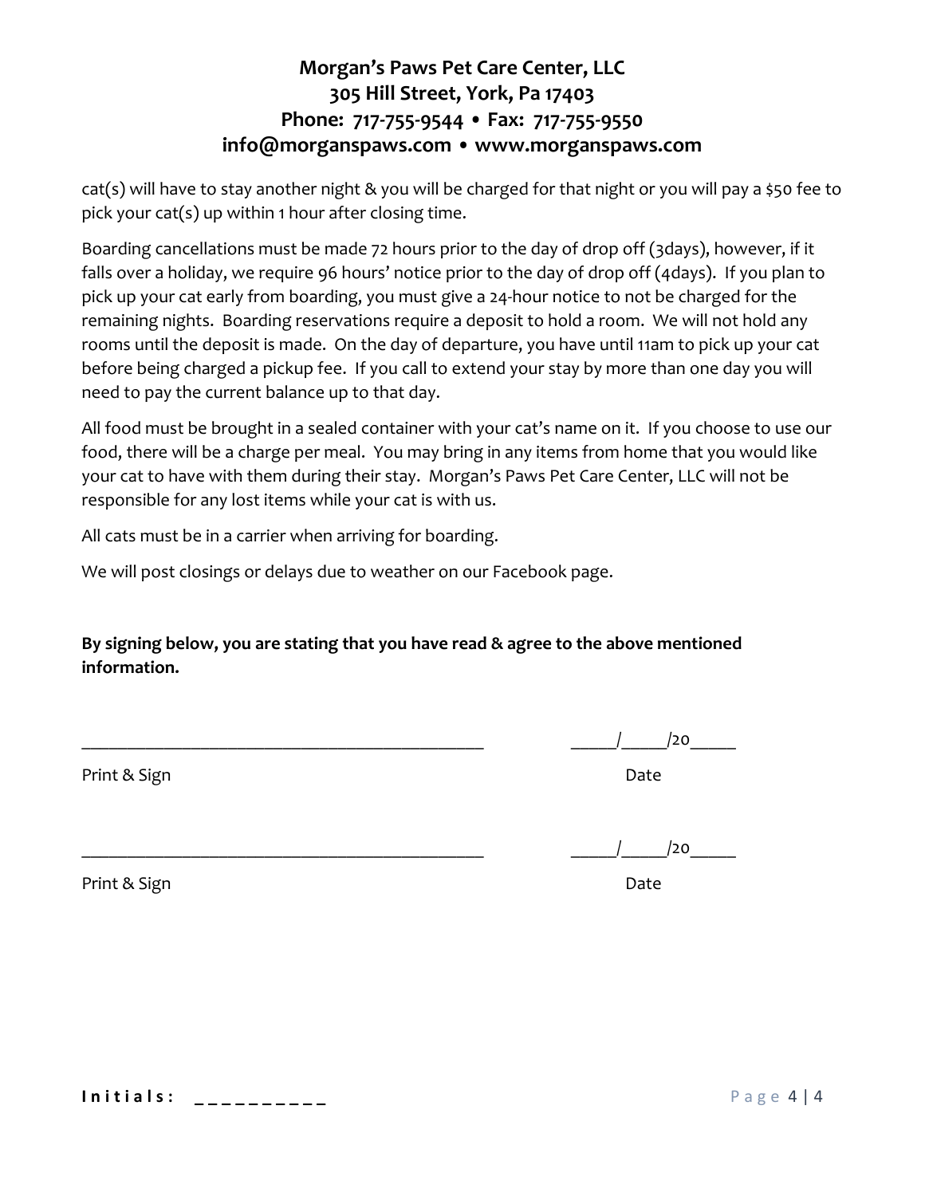cat(s) will have to stay another night & you will be charged for that night or you will pay a $50 fee to pick your cat(s) up within 1 hour after closing time.

Boarding cancellations must be made 72 hours prior to the day of drop off (3days), however, if it falls over a holiday, we require 96 hours' notice prior to the day of drop off (4days). If you plan to pick up your cat early from boarding, you must give a 24-hour notice to not be charged for the remaining nights. Boarding reservations require a deposit to hold a room. We will not hold any rooms until the deposit is made. On the day of departure, you have until 11am to pick up your cat before being charged a pickup fee. If you call to extend your stay by more than one day you will need to pay the current balance up to that day.

All food must be brought in a sealed container with your cat's name on it. If you choose to use our food, there will be a charge per meal. You may bring in any items from home that you would like your cat to have with them during their stay. Morgan's Paws Pet Care Center, LLC will not be responsible for any lost items while your cat is with us.

All cats must be in a carrier when arriving for boarding.

We will post closings or delays due to weather on our Facebook page.

**By signing below, you are stating that you have read & agree to the above mentioned information.**

______________________________________________ _____/_____/20_____

Print & Sign Date

______________________________________________ _____/_____/20_____

Print & Sign Date

**Initials:** __________